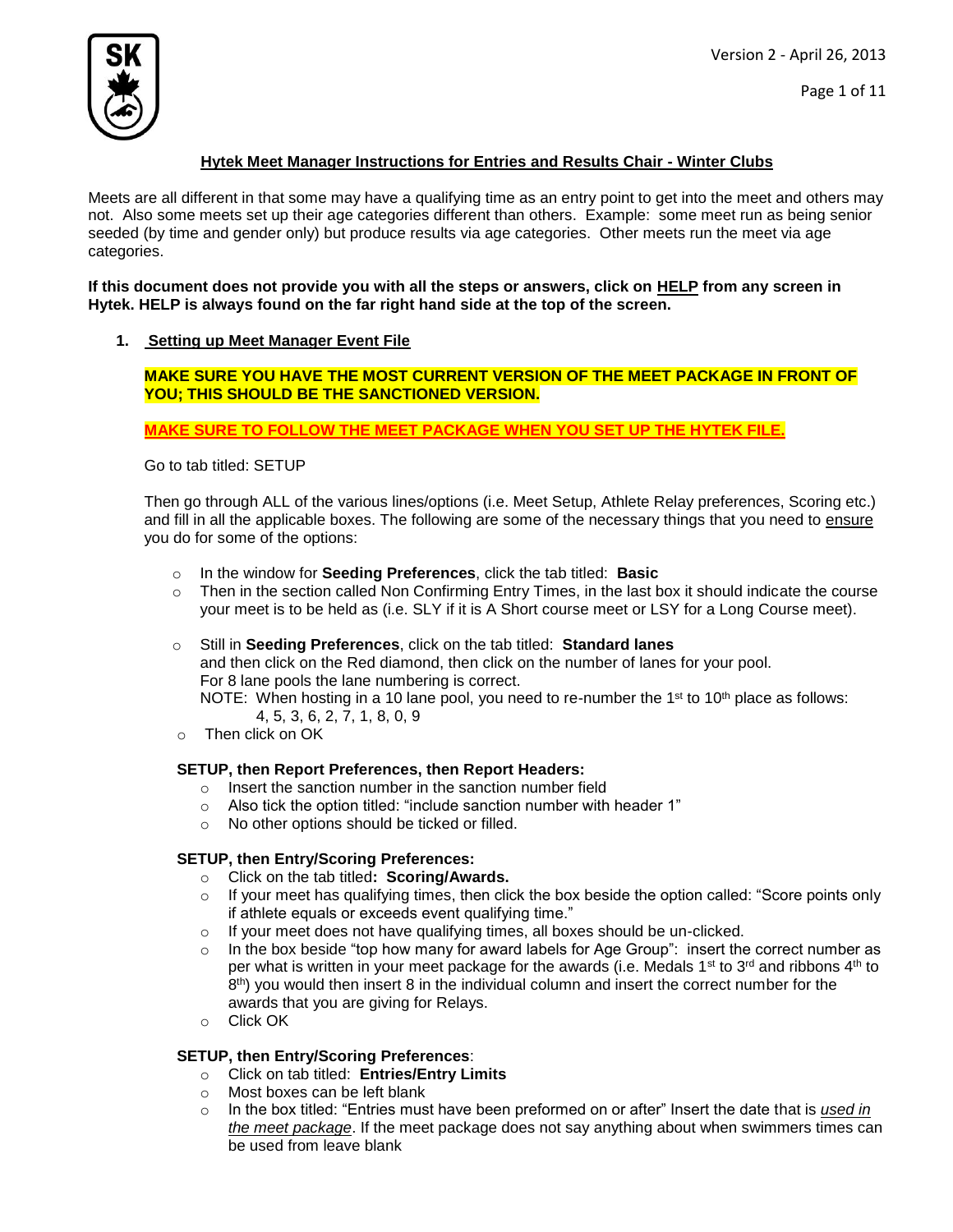Version 2 - April 26, 2013

## Hytek Meet Manager Instructions for Entries and Results Chair - Winter Clubs

Meets are all different in that some may have a qualifying time as an entry point to get into the meet and others may not. Also some meets set up their age categories different than others. Example: some meet run as being senior seeded (by time and gender only) but produce results via age categories. Other meets run the meet via age categories.

**If this document does not provide you with all the steps or answers, click on HELP from any screen in Hytek. HELP is always found on the far right hand side at the top of the screen.**

### 1. Setting up Meet Manager Event File

**MAKE SURE YOU HAVE THE MOST CURRENT VERSION OF THE MEET PACKAGE IN FRONT OF YOU; THIS SHOULD BE THE SANCTIONED VERSION.**

**MAKE SURE TO FOLLOW THE MEET PACKAGE WHEN YOU SET UP THE HYTEK FILE.**

Go to tab titled: SETUP

Then go through ALL of the various lines/options (i.e. Meet Setup, Athlete Relay preferences, Scoring etc.) and fill in all the applicable boxes. The following are some of the necessary things that you need to ensure you do for some of the options:

- In the window for **Seeding Preferences**, click the tab titled: **Basic**
- Then in the section called Non Confirming Entry Times, in the last box it should indicate the course your meet is to be held as (i.e. SLY if it is A Short course meet or LSY for a Long Course meet).
- Still in **Seeding Preferences**, click on the tab titled: **Standard lanes** and then click on the Red diamond, then click on the number of lanes for your pool. For 8 lane pools the lane numbering is correct. NOTE: When hosting in a 10 lane pool, you need to re-number the 1st to 10th place as follows: 4, 5, 3, 6, 2, 7, 1, 8, 0, 9
- Then click on OK

**SETUP, then Report Preferences, then Report Headers:**

- Insert the sanction number in the sanction number field
- Also tick the option titled: "include sanction number with header 1"
- No other options should be ticked or filled.

**SETUP, then Entry/Scoring Preferences:**

- Click on the tab titled**: Scoring/Awards.**
- If your meet has qualifying times, then click the box beside the option called: "Score points only if athlete equals or exceeds event qualifying time."
- If your meet does not have qualifying times, all boxes should be un-clicked.
- In the box beside "top how many for award labels for Age Group": insert the correct number as per what is written in your meet package for the awards (i.e. Medals 1st to 3rd and ribbons 4th to 8th) you would then insert 8 in the individual column and insert the correct number for the awards that you are giving for Relays.
- Click OK

**SETUP, then Entry/Scoring Preferences**:

- Click on tab titled: **Entries/Entry Limits**
- Most boxes can be left blank
- In the box titled: "Entries must have been preformed on or after" Insert the date that is *used in the meet package*. If the meet package does not say anything about when swimmers times can be used from leave blank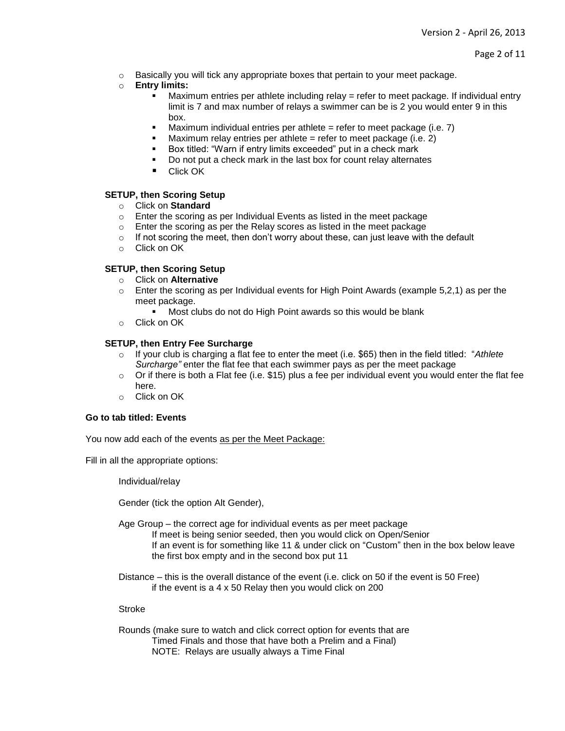- Basically you will tick any appropriate boxes that pertain to your meet package.
- **Entry limits:**
  - Maximum entries per athlete including relay = refer to meet package. If individual entry limit is 7 and max number of relays a swimmer can be is 2 you would enter 9 in this box.
  - Maximum individual entries per athlete = refer to meet package (i.e. 7)
  - Maximum relay entries per athlete = refer to meet package (i.e. 2)
  - Box titled: "Warn if entry limits exceeded" put in a check mark
  - Do not put a check mark in the last box for count relay alternates
  - Click OK

**SETUP, then Scoring Setup**

- Click on **Standard**
- Enter the scoring as per Individual Events as listed in the meet package
- Enter the scoring as per the Relay scores as listed in the meet package
- If not scoring the meet, then don't worry about these, can just leave with the default
- Click on OK

**SETUP, then Scoring Setup**

- Click on **Alternative**
- Enter the scoring as per Individual events for High Point Awards (example 5,2,1) as per the meet package.
  - Most clubs do not do High Point awards so this would be blank
- Click on OK

**SETUP, then Entry Fee Surcharge**

- If your club is charging a flat fee to enter the meet (i.e. $65) then in the field titled: "*Athlete Surcharge"* enter the flat fee that each swimmer pays as per the meet package
- Or if there is both a Flat fee (i.e. $15) plus a fee per individual event you would enter the flat fee here.
- Click on OK

**Go to tab titled: Events**

You now add each of the events as per the Meet Package:

Fill in all the appropriate options:

Individual/relay

Gender (tick the option Alt Gender),

Age Group – the correct age for individual events as per meet package
If meet is being senior seeded, then you would click on Open/Senior
If an event is for something like 11 & under click on "Custom" then in the box below leave the first box empty and in the second box put 11

Distance – this is the overall distance of the event (i.e. click on 50 if the event is 50 Free)
if the event is a 4 x 50 Relay then you would click on 200

Stroke

Rounds (make sure to watch and click correct option for events that are Timed Finals and those that have both a Prelim and a Final)
NOTE: Relays are usually always a Time Final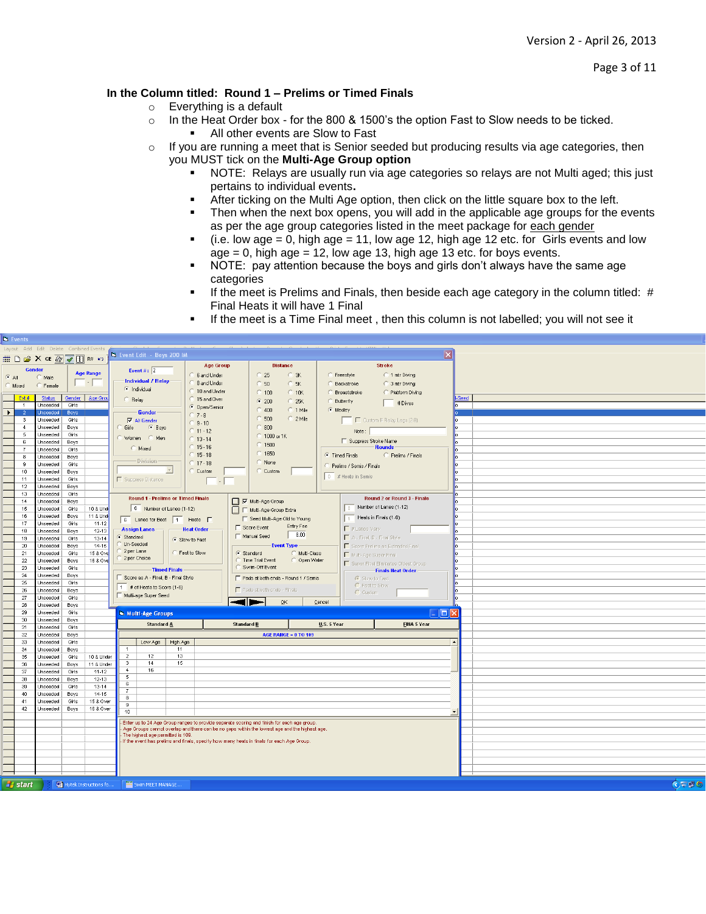**In the Column titled: Round 1 – Prelims or Timed Finals**

- Everything is a default
- In the Heat Order box - for the 800 & 1500's the option Fast to Slow needs to be ticked.
    - All other events are Slow to Fast
- If you are running a meet that is Senior seeded but producing results via age categories, then you MUST tick on the **Multi-Age Group option**
    - NOTE: Relays are usually run via age categories so relays are not Multi aged; this just pertains to individual events**.**
    - After ticking on the Multi Age option, then click on the little square box to the left.
    - Then when the next box opens, you will add in the applicable age groups for the events as per the age group categories listed in the meet package for <u>each gender</u>
    - (i.e. low age = 0, high age = 11, low age 12, high age 12 etc. for Girls events and low age = 0, high age = 12, low age 13, high age 13 etc. for boys events.
    - NOTE: pay attention because the boys and girls don't always have the same age categories
    - If the meet is Prelims and Finals, then beside each age category in the column titled: # Final Heats it will have 1 Final
    - If the meet is a Time Final meet , then this column is not labelled; you will not see it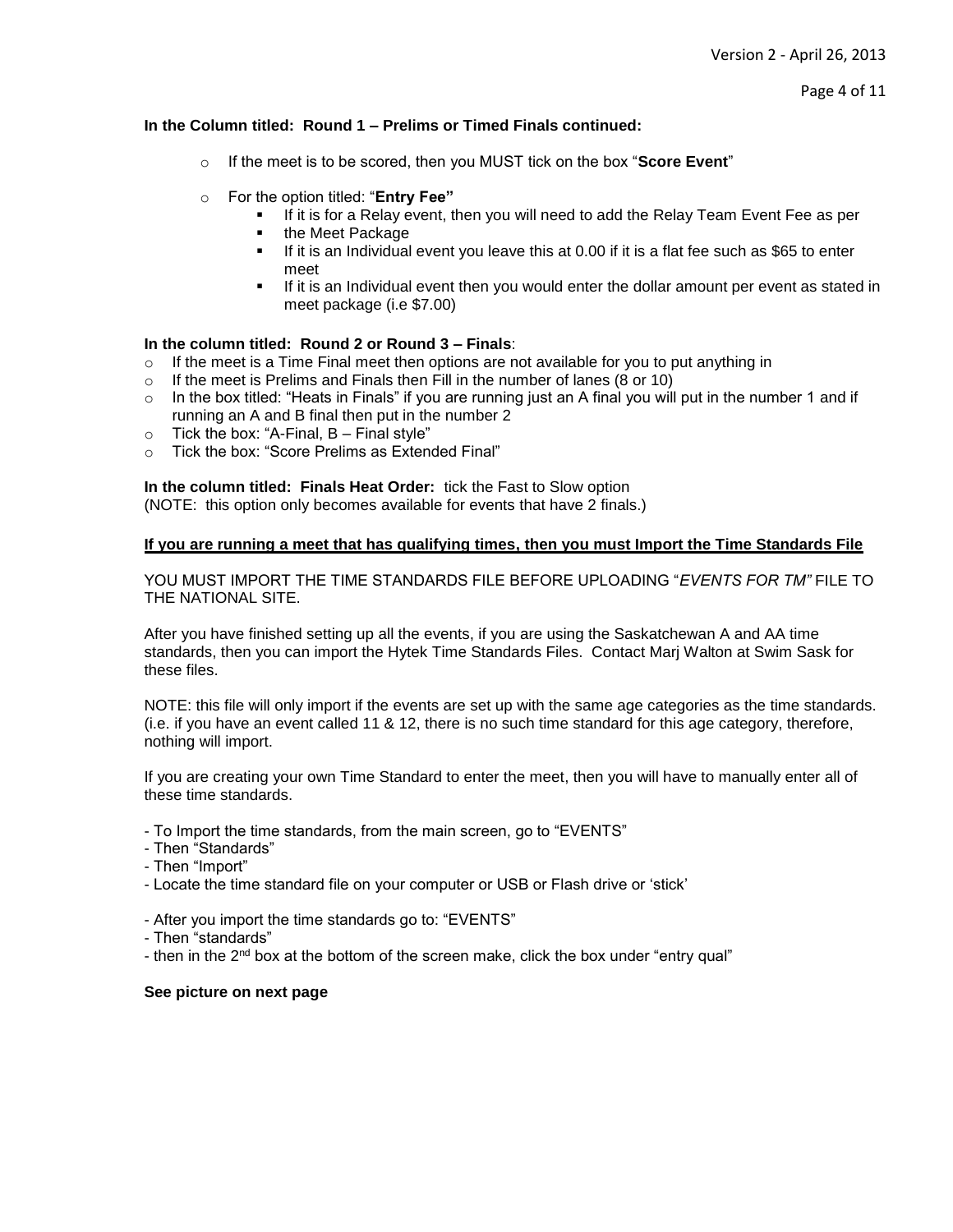**In the Column titled: Round 1 – Prelims or Timed Finals continued:**

- If the meet is to be scored, then you MUST tick on the box "**Score Event**"
- For the option titled: "**Entry Fee"**
  - If it is for a Relay event, then you will need to add the Relay Team Event Fee as per
  - the Meet Package
  - If it is an Individual event you leave this at 0.00 if it is a flat fee such as $65 to enter meet
  - If it is an Individual event then you would enter the dollar amount per event as stated in meet package (i.e $7.00)

**In the column titled: Round 2 or Round 3 – Finals**:

- If the meet is a Time Final meet then options are not available for you to put anything in
- If the meet is Prelims and Finals then Fill in the number of lanes (8 or 10)
- In the box titled: "Heats in Finals" if you are running just an A final you will put in the number 1 and if running an A and B final then put in the number 2
- Tick the box: "A-Final, B – Final style"
- Tick the box: "Score Prelims as Extended Final"

**In the column titled: Finals Heat Order:** tick the Fast to Slow option
(NOTE: this option only becomes available for events that have 2 finals.)

**<u>If you are running a meet that has qualifying times, then you must Import the Time Standards File</u>**

YOU MUST IMPORT THE TIME STANDARDS FILE BEFORE UPLOADING "*EVENTS FOR TM"* FILE TO THE NATIONAL SITE.

After you have finished setting up all the events, if you are using the Saskatchewan A and AA time standards, then you can import the Hytek Time Standards Files. Contact Marj Walton at Swim Sask for these files.

NOTE: this file will only import if the events are set up with the same age categories as the time standards. (i.e. if you have an event called 11 & 12, there is no such time standard for this age category, therefore, nothing will import.

If you are creating your own Time Standard to enter the meet, then you will have to manually enter all of these time standards.

- To Import the time standards, from the main screen, go to "EVENTS"
- Then "Standards"
- Then "Import"
- Locate the time standard file on your computer or USB or Flash drive or 'stick'

- After you import the time standards go to: "EVENTS"
- Then "standards"
- then in the 2nd box at the bottom of the screen make, click the box under "entry qual"

**See picture on next page**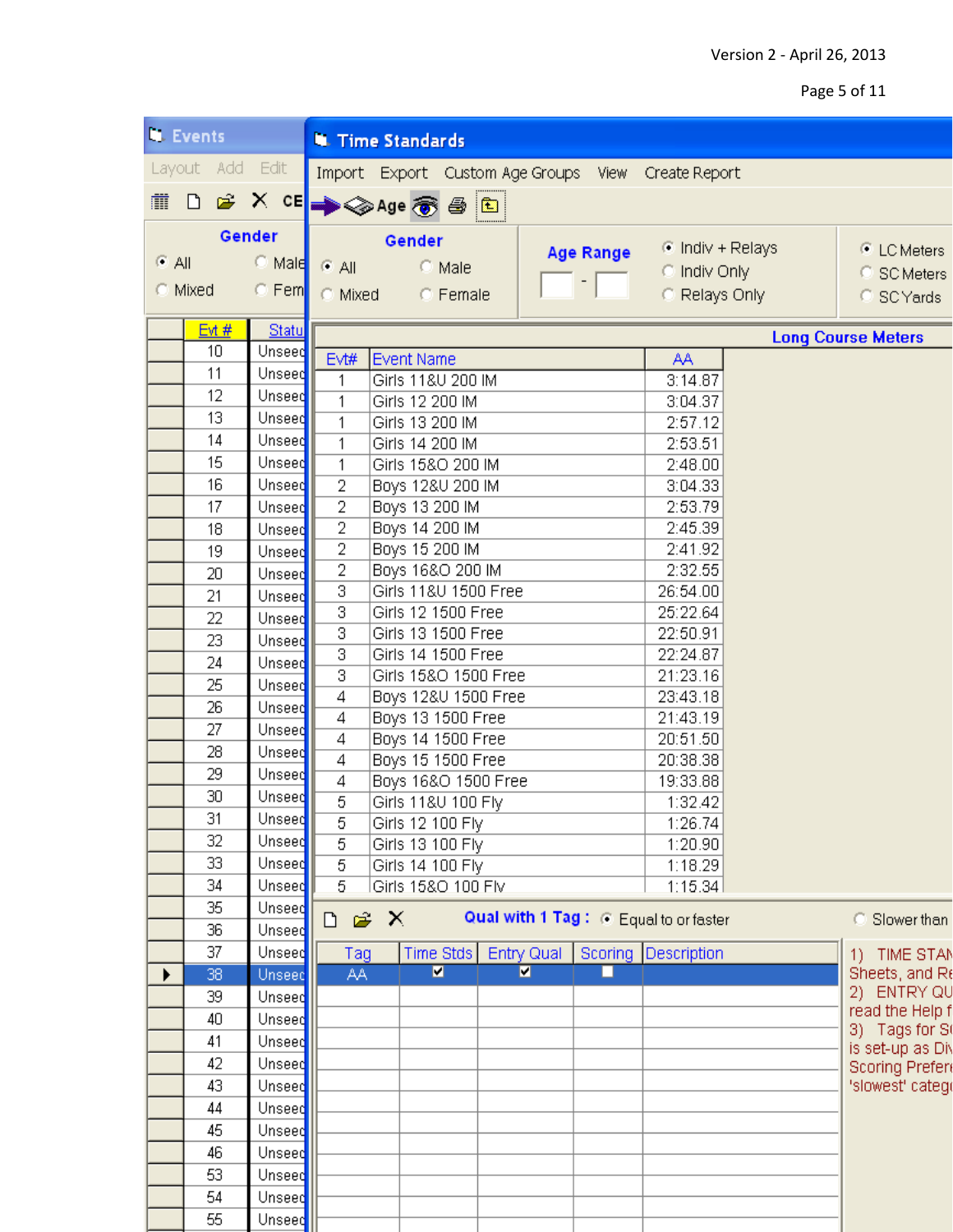Version 2 - April 26, 2013

**Events**

Layout Add Edit

CE

**Gender**

- All
- Male
- Mixed
- Fem

| Evt # | Status |
|---|---|
| 10 | Unseed |
| 11 | Unseed |
| 12 | Unseed |
| 13 | Unseed |
| 14 | Unseed |
| 15 | Unseed |
| 16 | Unseed |
| 17 | Unseed |
| 18 | Unseed |
| 19 | Unseed |
| 20 | Unseed |
| 21 | Unseed |
| 22 | Unseed |
| 23 | Unseed |
| 24 | Unseed |
| 25 | Unseed |
| 26 | Unseed |
| 27 | Unseed |
| 28 | Unseed |
| 29 | Unseed |
| 30 | Unseed |
| 31 | Unseed |
| 32 | Unseed |
| 33 | Unseed |
| 34 | Unseed |
| 35 | Unseed |
| 36 | Unseed |
| 37 | Unseed |
| 38 | Unseed |
| 39 | Unseed |
| 40 | Unseed |
| 41 | Unseed |
| 42 | Unseed |
| 43 | Unseed |
| 44 | Unseed |
| 45 | Unseed |
| 46 | Unseed |
| 53 | Unseed |
| 54 | Unseed |
| 55 | Unseed |

**Time Standards**

Import Export Custom Age Groups View Create Report

Age

**Gender**

- All
- Male
- Mixed
- Female

**Age Range**

- Indiv + Relays
- Indiv Only
- Relays Only

- LC Meters
- SC Meters
- SC Yards

**Long Course Meters**

| Evt# | Event Name | AA |
|---|---|---|
| 1 | Girls 11&U 200 IM | 3:14.87 |
| 1 | Girls 12 200 IM | 3:04.37 |
| 1 | Girls 13 200 IM | 2:57.12 |
| 1 | Girls 14 200 IM | 2:53.51 |
| 1 | Girls 15&O 200 IM | 2:48.00 |
| 2 | Boys 12&U 200 IM | 3:04.33 |
| 2 | Boys 13 200 IM | 2:53.79 |
| 2 | Boys 14 200 IM | 2:45.39 |
| 2 | Boys 15 200 IM | 2:41.92 |
| 2 | Boys 16&O 200 IM | 2:32.55 |
| 3 | Girls 11&U 1500 Free | 26:54.00 |
| 3 | Girls 12 1500 Free | 25:22.64 |
| 3 | Girls 13 1500 Free | 22:50.91 |
| 3 | Girls 14 1500 Free | 22:24.87 |
| 3 | Girls 15&O 1500 Free | 21:23.16 |
| 4 | Boys 12&U 1500 Free | 23:43.18 |
| 4 | Boys 13 1500 Free | 21:43.19 |
| 4 | Boys 14 1500 Free | 20:51.50 |
| 4 | Boys 15 1500 Free | 20:38.38 |
| 4 | Boys 16&O 1500 Free | 19:33.88 |
| 5 | Girls 11&U 100 Fly | 1:32.42 |
| 5 | Girls 12 100 Fly | 1:26.74 |
| 5 | Girls 13 100 Fly | 1:20.90 |
| 5 | Girls 14 100 Fly | 1:18.29 |
| 5 | Girls 15&O 100 Fly | 1:15.34 |

**Qual with 1 Tag :** Equal to or faster Slower than

| Tag | Time Stds | Entry Qual | Scoring | Description |
|---|---|---|---|---|
| AA | ☑ | ☑ | ☐ | |

1) TIME STAN Sheets, and Re
2) ENTRY QU read the Help f
3) Tags for S is set-up as Div Scoring Prefere 'slowest' categ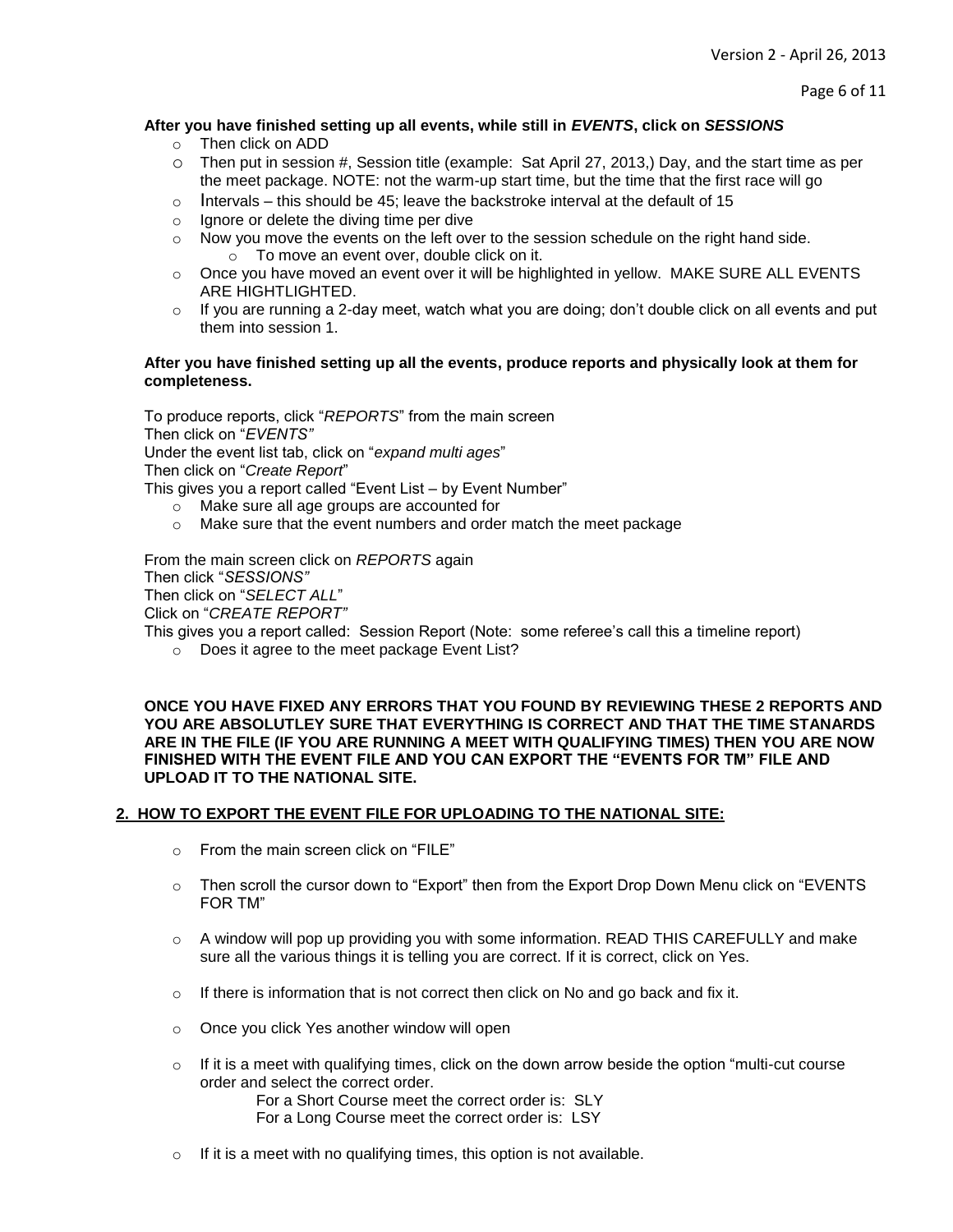**After you have finished setting up all events, while still in *EVENTS*, click on *SESSIONS***

- Then click on ADD
- Then put in session #, Session title (example: Sat April 27, 2013,) Day, and the start time as per the meet package. NOTE: not the warm-up start time, but the time that the first race will go
- Intervals – this should be 45; leave the backstroke interval at the default of 15
- Ignore or delete the diving time per dive
- Now you move the events on the left over to the session schedule on the right hand side.
  - To move an event over, double click on it.
- Once you have moved an event over it will be highlighted in yellow. MAKE SURE ALL EVENTS ARE HIGHTLIGHTED.
- If you are running a 2-day meet, watch what you are doing; don't double click on all events and put them into session 1.

**After you have finished setting up all the events, produce reports and physically look at them for completeness.**

To produce reports, click "*REPORTS*" from the main screen
Then click on "*EVENTS"*
Under the event list tab, click on "*expand multi ages*"
Then click on "*Create Report*"
This gives you a report called "Event List – by Event Number"

- Make sure all age groups are accounted for
- Make sure that the event numbers and order match the meet package

From the main screen click on *REPORTS* again
Then click "*SESSIONS"*
Then click on "*SELECT ALL*"
Click on "*CREATE REPORT"*
This gives you a report called: Session Report (Note: some referee's call this a timeline report)

- Does it agree to the meet package Event List?

**ONCE YOU HAVE FIXED ANY ERRORS THAT YOU FOUND BY REVIEWING THESE 2 REPORTS AND YOU ARE ABSOLUTLEY SURE THAT EVERYTHING IS CORRECT AND THAT THE TIME STANARDS ARE IN THE FILE (IF YOU ARE RUNNING A MEET WITH QUALIFYING TIMES) THEN YOU ARE NOW FINISHED WITH THE EVENT FILE AND YOU CAN EXPORT THE "EVENTS FOR TM" FILE AND UPLOAD IT TO THE NATIONAL SITE.**

## 2. HOW TO EXPORT THE EVENT FILE FOR UPLOADING TO THE NATIONAL SITE:

- From the main screen click on "FILE"
- Then scroll the cursor down to "Export" then from the Export Drop Down Menu click on "EVENTS FOR TM"
- A window will pop up providing you with some information. READ THIS CAREFULLY and make sure all the various things it is telling you are correct. If it is correct, click on Yes.
- If there is information that is not correct then click on No and go back and fix it.
- Once you click Yes another window will open
- If it is a meet with qualifying times, click on the down arrow beside the option "multi-cut course order and select the correct order.
  For a Short Course meet the correct order is: SLY
  For a Long Course meet the correct order is: LSY
- If it is a meet with no qualifying times, this option is not available.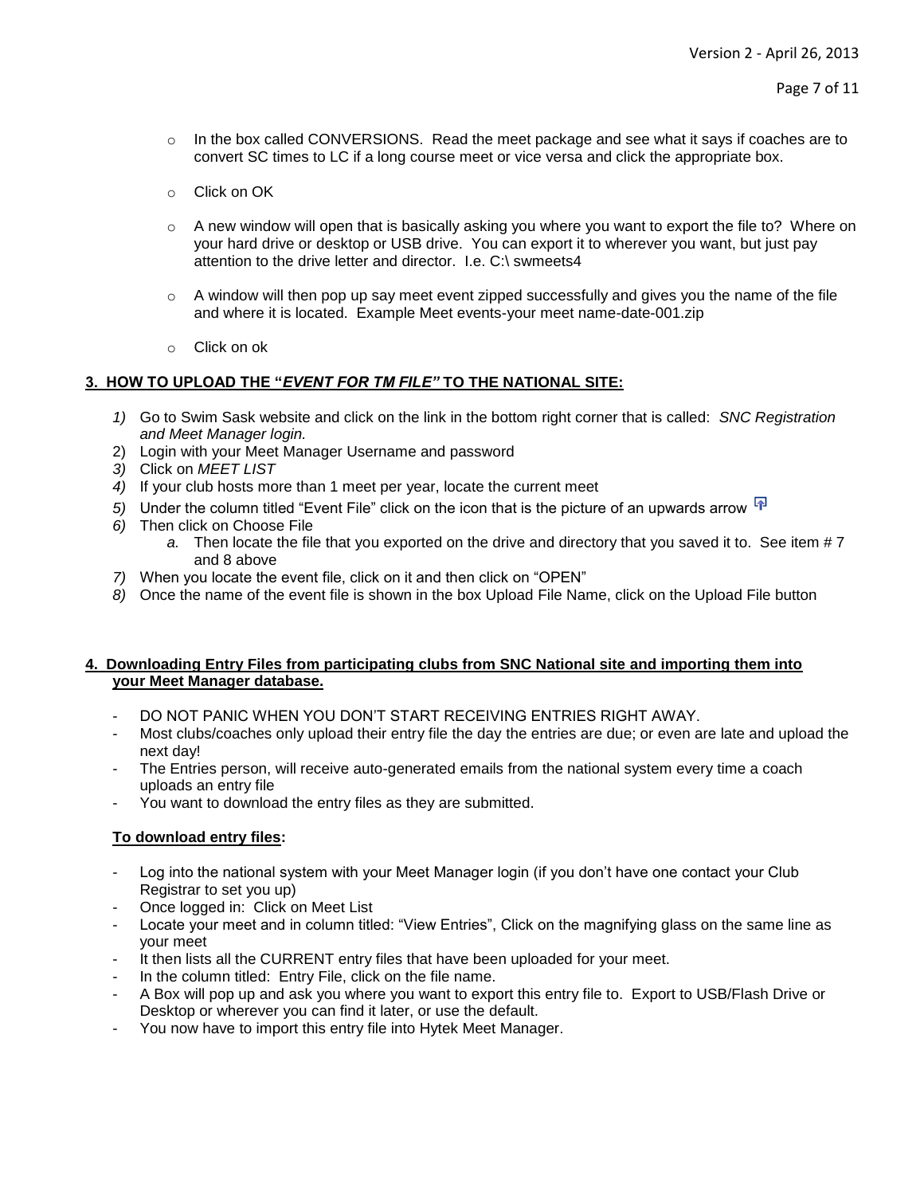- In the box called CONVERSIONS. Read the meet package and see what it says if coaches are to convert SC times to LC if a long course meet or vice versa and click the appropriate box.
- Click on OK
- A new window will open that is basically asking you where you want to export the file to? Where on your hard drive or desktop or USB drive. You can export it to wherever you want, but just pay attention to the drive letter and director. I.e. C:\ swmeets4
- A window will then pop up say meet event zipped successfully and gives you the name of the file and where it is located. Example Meet events-your meet name-date-001.zip
- Click on ok

**3. HOW TO UPLOAD THE "*EVENT FOR TM FILE*" TO THE NATIONAL SITE:**

1) Go to Swim Sask website and click on the link in the bottom right corner that is called: *SNC Registration and Meet Manager login.*
2) Login with your Meet Manager Username and password
3) Click on *MEET LIST*
4) If your club hosts more than 1 meet per year, locate the current meet
5) Under the column titled "Event File" click on the icon that is the picture of an upwards arrow
6) Then click on Choose File
   a. Then locate the file that you exported on the drive and directory that you saved it to. See item # 7 and 8 above
7) When you locate the event file, click on it and then click on "OPEN"
8) Once the name of the event file is shown in the box Upload File Name, click on the Upload File button

**4. Downloading Entry Files from participating clubs from SNC National site and importing them into your Meet Manager database.**

- DO NOT PANIC WHEN YOU DON'T START RECEIVING ENTRIES RIGHT AWAY.
- Most clubs/coaches only upload their entry file the day the entries are due; or even are late and upload the next day!
- The Entries person, will receive auto-generated emails from the national system every time a coach uploads an entry file
- You want to download the entry files as they are submitted.

**To download entry files:**

- Log into the national system with your Meet Manager login (if you don't have one contact your Club Registrar to set you up)
- Once logged in: Click on Meet List
- Locate your meet and in column titled: "View Entries", Click on the magnifying glass on the same line as your meet
- It then lists all the CURRENT entry files that have been uploaded for your meet.
- In the column titled: Entry File, click on the file name.
- A Box will pop up and ask you where you want to export this entry file to. Export to USB/Flash Drive or Desktop or wherever you can find it later, or use the default.
- You now have to import this entry file into Hytek Meet Manager.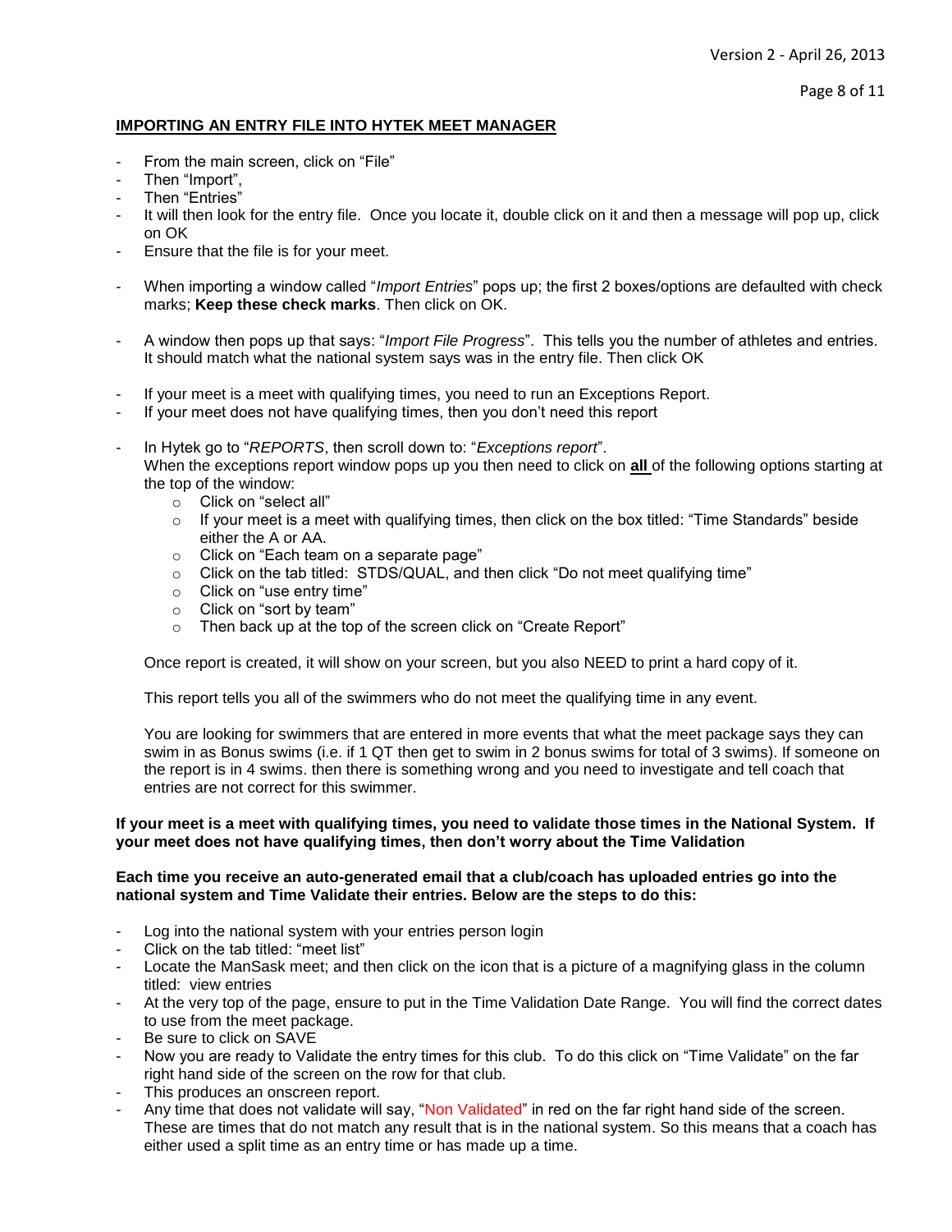**IMPORTING AN ENTRY FILE INTO HYTEK MEET MANAGER**

- From the main screen, click on “File”
- Then “Import”,
- Then “Entries”
- It will then look for the entry file. Once you locate it, double click on it and then a message will pop up, click on OK
- Ensure that the file is for your meet.

- When importing a window called “*Import Entries*” pops up; the first 2 boxes/options are defaulted with check marks; **Keep these check marks**. Then click on OK.

- A window then pops up that says: “*Import File Progress*”. This tells you the number of athletes and entries. It should match what the national system says was in the entry file. Then click OK

- If your meet is a meet with qualifying times, you need to run an Exceptions Report.
- If your meet does not have qualifying times, then you don’t need this report

- In Hytek go to “*REPORTS*, then scroll down to: “*Exceptions report*”.
  When the exceptions report window pops up you then need to click on **all** of the following options starting at the top of the window:
  - Click on “select all”
  - If your meet is a meet with qualifying times, then click on the box titled: “Time Standards” beside either the A or AA.
  - Click on “Each team on a separate page”
  - Click on the tab titled: STDS/QUAL, and then click “Do not meet qualifying time”
  - Click on “use entry time”
  - Click on “sort by team”
  - Then back up at the top of the screen click on “Create Report”

  Once report is created, it will show on your screen, but you also NEED to print a hard copy of it.

  This report tells you all of the swimmers who do not meet the qualifying time in any event.

  You are looking for swimmers that are entered in more events that what the meet package says they can swim in as Bonus swims (i.e. if 1 QT then get to swim in 2 bonus swims for total of 3 swims). If someone on the report is in 4 swims. then there is something wrong and you need to investigate and tell coach that entries are not correct for this swimmer.

**If your meet is a meet with qualifying times, you need to validate those times in the National System. If your meet does not have qualifying times, then don’t worry about the Time Validation**

**Each time you receive an auto-generated email that a club/coach has uploaded entries go into the national system and Time Validate their entries. Below are the steps to do this:**

- Log into the national system with your entries person login
- Click on the tab titled: “meet list”
- Locate the ManSask meet; and then click on the icon that is a picture of a magnifying glass in the column titled: view entries
- At the very top of the page, ensure to put in the Time Validation Date Range. You will find the correct dates to use from the meet package.
- Be sure to click on SAVE
- Now you are ready to Validate the entry times for this club. To do this click on “Time Validate” on the far right hand side of the screen on the row for that club.
- This produces an onscreen report.
- Any time that does not validate will say, “Non Validated” in red on the far right hand side of the screen. These are times that do not match any result that is in the national system. So this means that a coach has either used a split time as an entry time or has made up a time.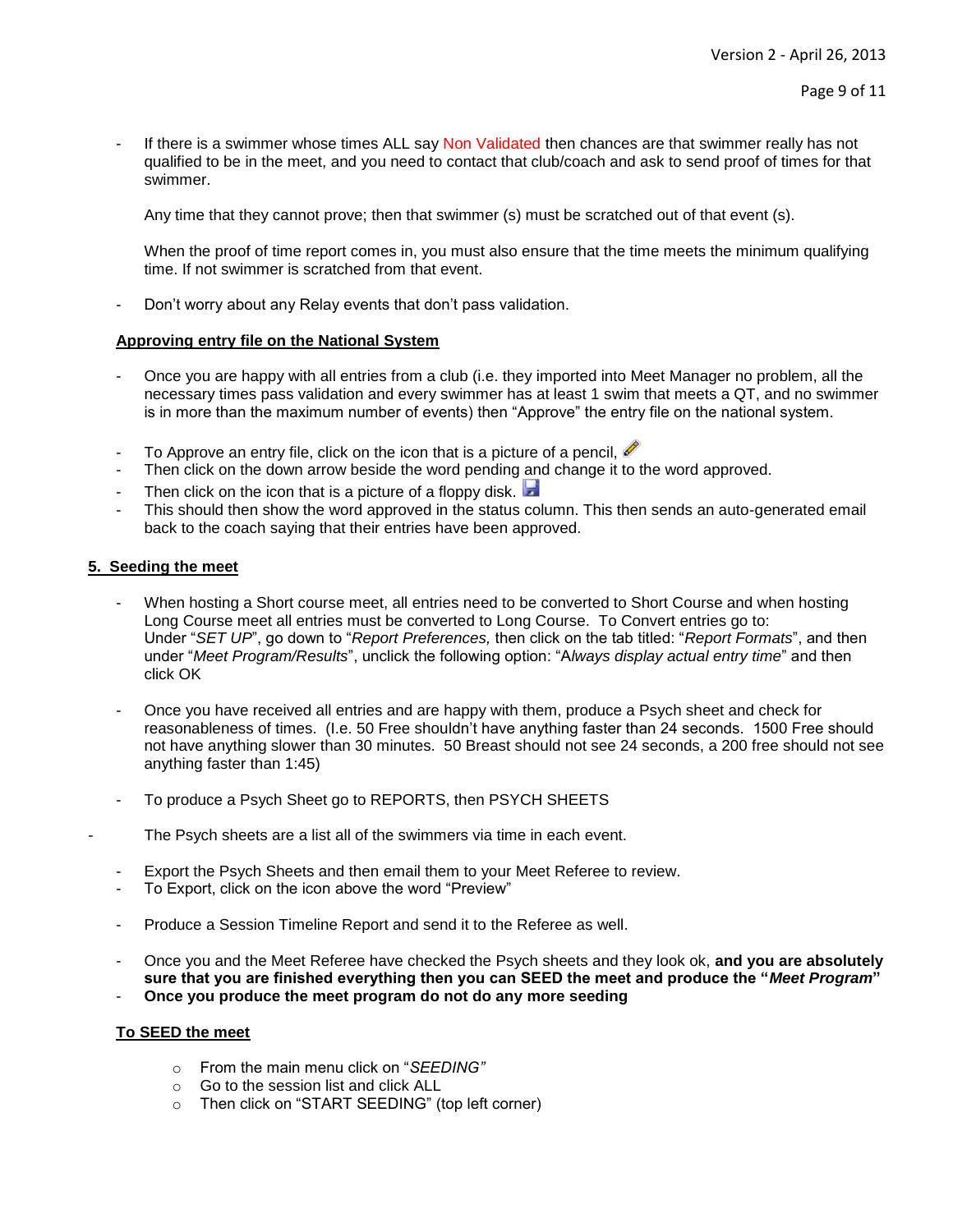- If there is a swimmer whose times ALL say Non Validated then chances are that swimmer really has not qualified to be in the meet, and you need to contact that club/coach and ask to send proof of times for that swimmer.

  Any time that they cannot prove; then that swimmer (s) must be scratched out of that event (s).

  When the proof of time report comes in, you must also ensure that the time meets the minimum qualifying time. If not swimmer is scratched from that event.

- Don't worry about any Relay events that don't pass validation.

**Approving entry file on the National System**

- Once you are happy with all entries from a club (i.e. they imported into Meet Manager no problem, all the necessary times pass validation and every swimmer has at least 1 swim that meets a QT, and no swimmer is in more than the maximum number of events) then "Approve" the entry file on the national system.

- To Approve an entry file, click on the icon that is a picture of a pencil,
- Then click on the down arrow beside the word pending and change it to the word approved.
- Then click on the icon that is a picture of a floppy disk.
- This should then show the word approved in the status column. This then sends an auto-generated email back to the coach saying that their entries have been approved.

## 5. Seeding the meet

- When hosting a Short course meet, all entries need to be converted to Short Course and when hosting Long Course meet all entries must be converted to Long Course. To Convert entries go to: Under "*SET UP*", go down to "*Report Preferences,* then click on the tab titled: "*Report Formats*", and then under "*Meet Program/Results*", unclick the following option: "A*lways display actual entry time*" and then click OK

- Once you have received all entries and are happy with them, produce a Psych sheet and check for reasonableness of times. (I.e. 50 Free shouldn't have anything faster than 24 seconds. 1500 Free should not have anything slower than 30 minutes. 50 Breast should not see 24 seconds, a 200 free should not see anything faster than 1:45)

- To produce a Psych Sheet go to REPORTS, then PSYCH SHEETS

- The Psych sheets are a list all of the swimmers via time in each event.

- Export the Psych Sheets and then email them to your Meet Referee to review.
- To Export, click on the icon above the word "Preview"

- Produce a Session Timeline Report and send it to the Referee as well.

- Once you and the Meet Referee have checked the Psych sheets and they look ok, **and you are absolutely sure that you are finished everything then you can SEED the meet and produce the "*Meet Program*"**
- **Once you produce the meet program do not do any more seeding**

**To SEED the meet**

- From the main menu click on "*SEEDING"*
- Go to the session list and click ALL
- Then click on "START SEEDING" (top left corner)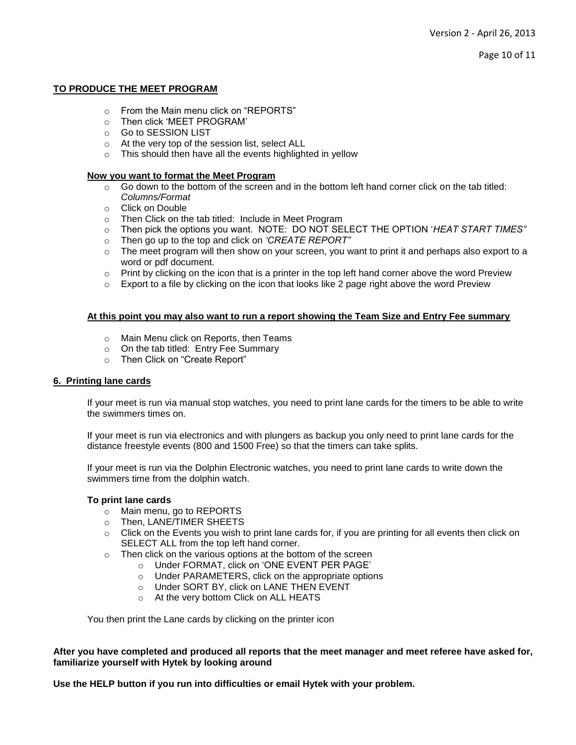**TO PRODUCE THE MEET PROGRAM**

- From the Main menu click on "REPORTS"
- Then click 'MEET PROGRAM'
- Go to SESSION LIST
- At the very top of the session list, select ALL
- This should then have all the events highlighted in yellow

**Now you want to format the Meet Program**

- Go down to the bottom of the screen and in the bottom left hand corner click on the tab titled: *Columns/Format*
- Click on Double
- Then Click on the tab titled: Include in Meet Program
- Then pick the options you want. NOTE: DO NOT SELECT THE OPTION '*HEAT START TIMES"*
- Then go up to the top and click on *'CREATE REPORT"*
- The meet program will then show on your screen, you want to print it and perhaps also export to a word or pdf document.
- Print by clicking on the icon that is a printer in the top left hand corner above the word Preview
- Export to a file by clicking on the icon that looks like 2 page right above the word Preview

**At this point you may also want to run a report showing the Team Size and Entry Fee summary**

- Main Menu click on Reports, then Teams
- On the tab titled: Entry Fee Summary
- Then Click on "Create Report"

**6. Printing lane cards**

If your meet is run via manual stop watches, you need to print lane cards for the timers to be able to write the swimmers times on.

If your meet is run via electronics and with plungers as backup you only need to print lane cards for the distance freestyle events (800 and 1500 Free) so that the timers can take splits.

If your meet is run via the Dolphin Electronic watches, you need to print lane cards to write down the swimmers time from the dolphin watch.

**To print lane cards**

- Main menu, go to REPORTS
- Then, LANE/TIMER SHEETS
- Click on the Events you wish to print lane cards for, if you are printing for all events then click on SELECT ALL from the top left hand corner.
- Then click on the various options at the bottom of the screen
  - Under FORMAT, click on 'ONE EVENT PER PAGE'
  - Under PARAMETERS, click on the appropriate options
  - Under SORT BY, click on LANE THEN EVENT
  - At the very bottom Click on ALL HEATS

You then print the Lane cards by clicking on the printer icon

**After you have completed and produced all reports that the meet manager and meet referee have asked for, familiarize yourself with Hytek by looking around**

**Use the HELP button if you run into difficulties or email Hytek with your problem.**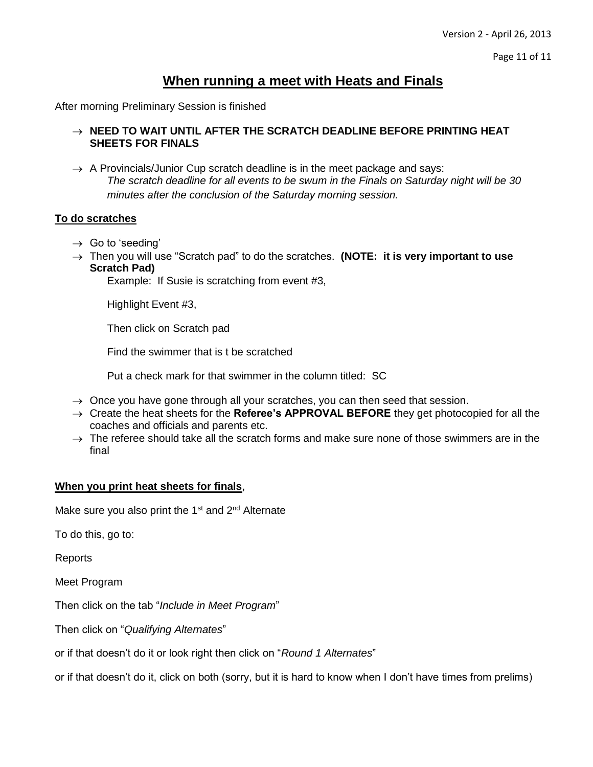# When running a meet with Heats and Finals

After morning Preliminary Session is finished

- → **NEED TO WAIT UNTIL AFTER THE SCRATCH DEADLINE BEFORE PRINTING HEAT SHEETS FOR FINALS**
- → A Provincials/Junior Cup scratch deadline is in the meet package and says:
  *The scratch deadline for all events to be swum in the Finals on Saturday night will be 30 minutes after the conclusion of the Saturday morning session.*

**To do scratches**

- → Go to 'seeding'
- → Then you will use "Scratch pad" to do the scratches. **(NOTE: it is very important to use Scratch Pad)**

  Example: If Susie is scratching from event #3,

  Highlight Event #3,

  Then click on Scratch pad

  Find the swimmer that is t be scratched

  Put a check mark for that swimmer in the column titled: SC

- → Once you have gone through all your scratches, you can then seed that session.
- → Create the heat sheets for the **Referee's APPROVAL BEFORE** they get photocopied for all the coaches and officials and parents etc.
- → The referee should take all the scratch forms and make sure none of those swimmers are in the final

**When you print heat sheets for finals**,

Make sure you also print the 1st and 2nd Alternate

To do this, go to:

Reports

Meet Program

Then click on the tab "*Include in Meet Program*"

Then click on "*Qualifying Alternates*"

or if that doesn't do it or look right then click on "*Round 1 Alternates*"

or if that doesn't do it, click on both (sorry, but it is hard to know when I don't have times from prelims)